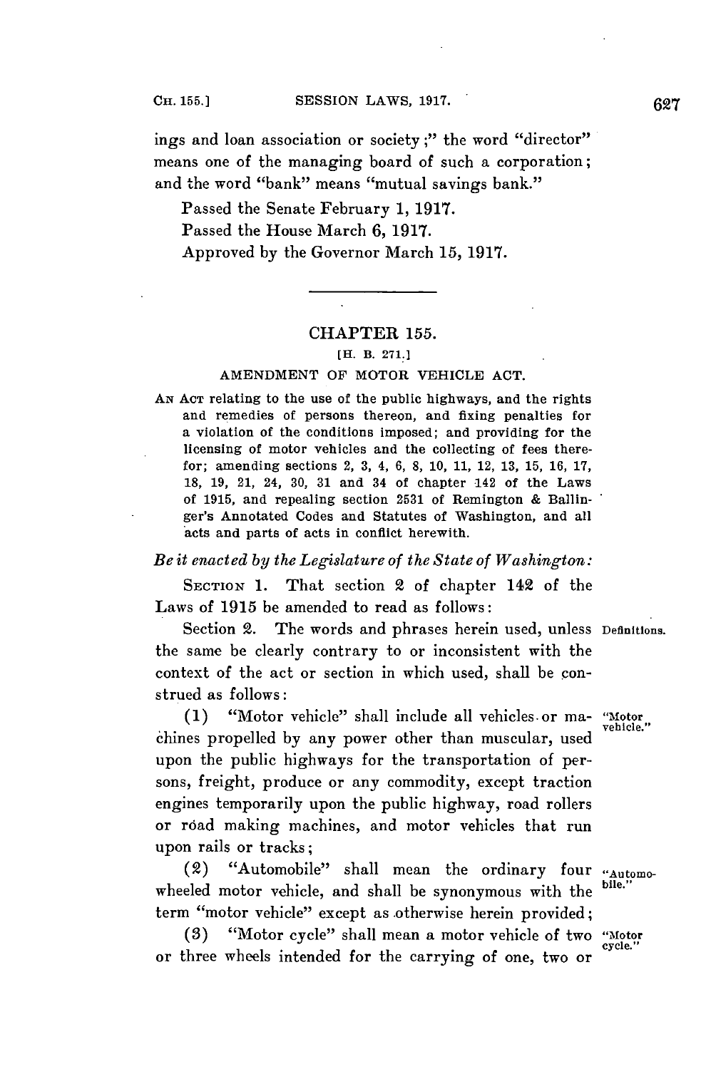ings and loan association or society;" the word "director" means one of the managing board of such a corporation; and the word "bank" means "mutual savings bank."

Passed the Senate February 1, 1917.

Passed the House March 6, 1917.

Approved by the Governor March 15, 1917.

---

## CHAPTER 155.

[H. B. 271.]

### AMENDMENT OF MOTOR VEHICLE ACT.

AN ACT relating to the use of the public highways, and the rights and remedies of persons thereon, and fixing penalties for a violation of the conditions imposed; and providing for the licensing of motor vehicles and the collecting of fees therefor; amending sections 2, 3, 4, 6, 8, 10, 11, 12, 13, 15, 16, 17, 18, 19, 21, 24, 30, 31 and 34 of chapter 142 of the Laws of 1915, and repealing section 2531 of Remington & Ballinger's Annotated Codes and Statutes of Washington, and all acts and parts of acts in conflict herewith.

*Be it enacted by the Legislature of the State of Washington:*

SECTION 1. That section 2 of chapter 142 of the Laws of 1915 be amended to read as follows:

Section 2. The words and phrases herein used, unless the same be clearly contrary to or inconsistent with the context of the act or section in which used, shall be construed as follows: *Definitions.*

(1) "Motor vehicle" shall include all vehicles or machines propelled by any power other than muscular, used upon the public highways for the transportation of persons, freight, produce or any commodity, except traction engines temporarily upon the public highway, road rollers or road making machines, and motor vehicles that run upon rails or tracks; *"Motor vehicle."*

(2) "Automobile" shall mean the ordinary four wheeled motor vehicle, and shall be synonymous with the term "motor vehicle" except as otherwise herein provided; *"Automobile."*

(3) "Motor cycle" shall mean a motor vehicle of two or three wheels intended for the carrying of one, two or *"Motor cycle."*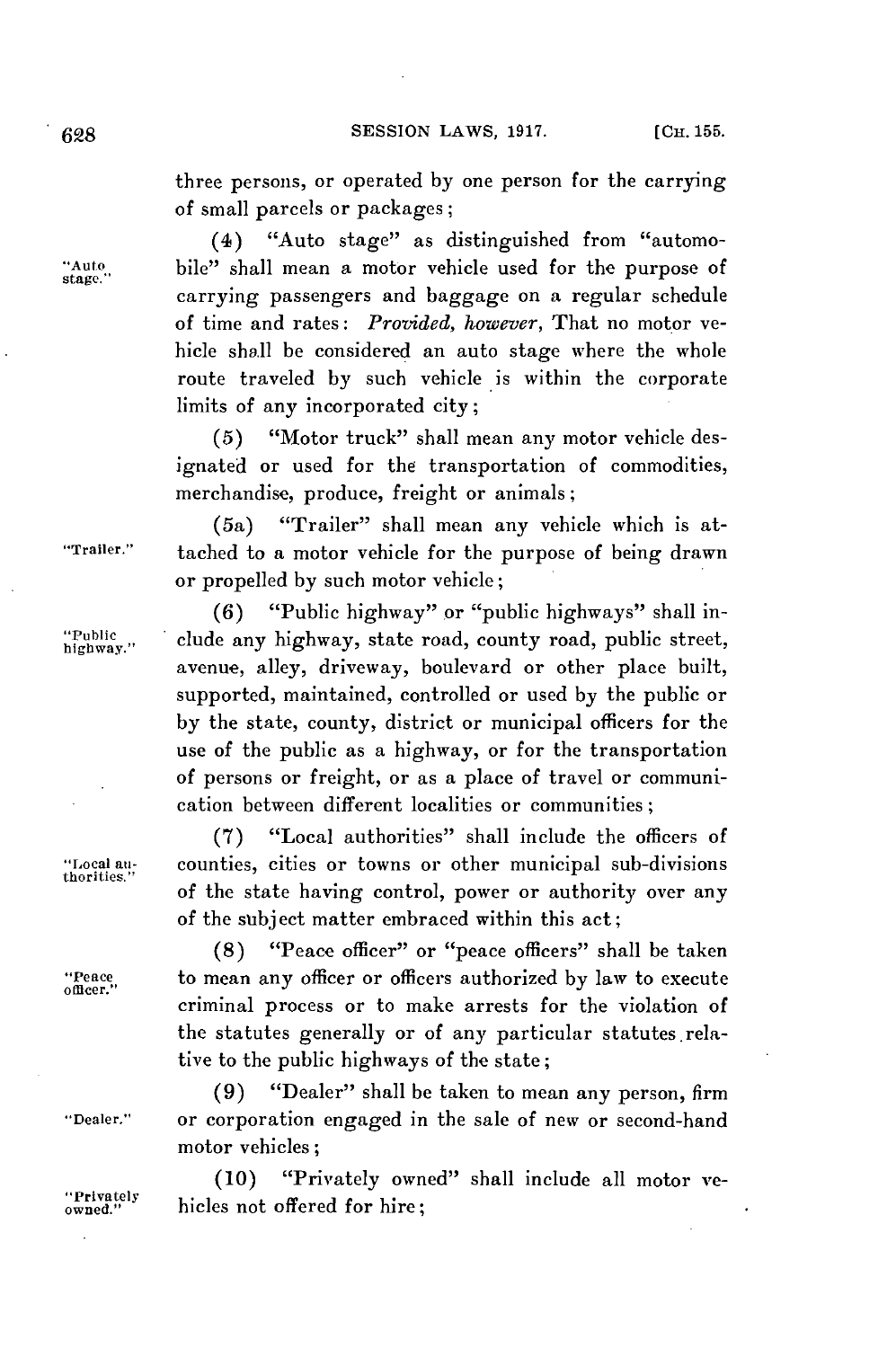three persons, or operated by one person for the carrying of small parcels or packages;

"Auto stage."

(4) "Auto stage" as distinguished from "automobile" shall mean a motor vehicle used for the purpose of carrying passengers and baggage on a regular schedule of time and rates: *Provided, however*, That no motor vehicle shall be considered an auto stage where the whole route traveled by such vehicle is within the corporate limits of any incorporated city;

(5) "Motor truck" shall mean any motor vehicle designated or used for the transportation of commodities, merchandise, produce, freight or animals;

"Trailer."

(5a) "Trailer" shall mean any vehicle which is attached to a motor vehicle for the purpose of being drawn or propelled by such motor vehicle;

"Public highway."

(6) "Public highway" or "public highways" shall include any highway, state road, county road, public street, avenue, alley, driveway, boulevard or other place built, supported, maintained, controlled or used by the public or by the state, county, district or municipal officers for the use of the public as a highway, or for the transportation of persons or freight, or as a place of travel or communication between different localities or communities;

"Local authorities."

(7) "Local authorities" shall include the officers of counties, cities or towns or other municipal sub-divisions of the state having control, power or authority over any of the subject matter embraced within this act;

"Peace officer."

(8) "Peace officer" or "peace officers" shall be taken to mean any officer or officers authorized by law to execute criminal process or to make arrests for the violation of the statutes generally or of any particular statutes relative to the public highways of the state;

"Dealer."

(9) "Dealer" shall be taken to mean any person, firm or corporation engaged in the sale of new or second-hand motor vehicles;

"Privately owned."

(10) "Privately owned" shall include all motor vehicles not offered for hire;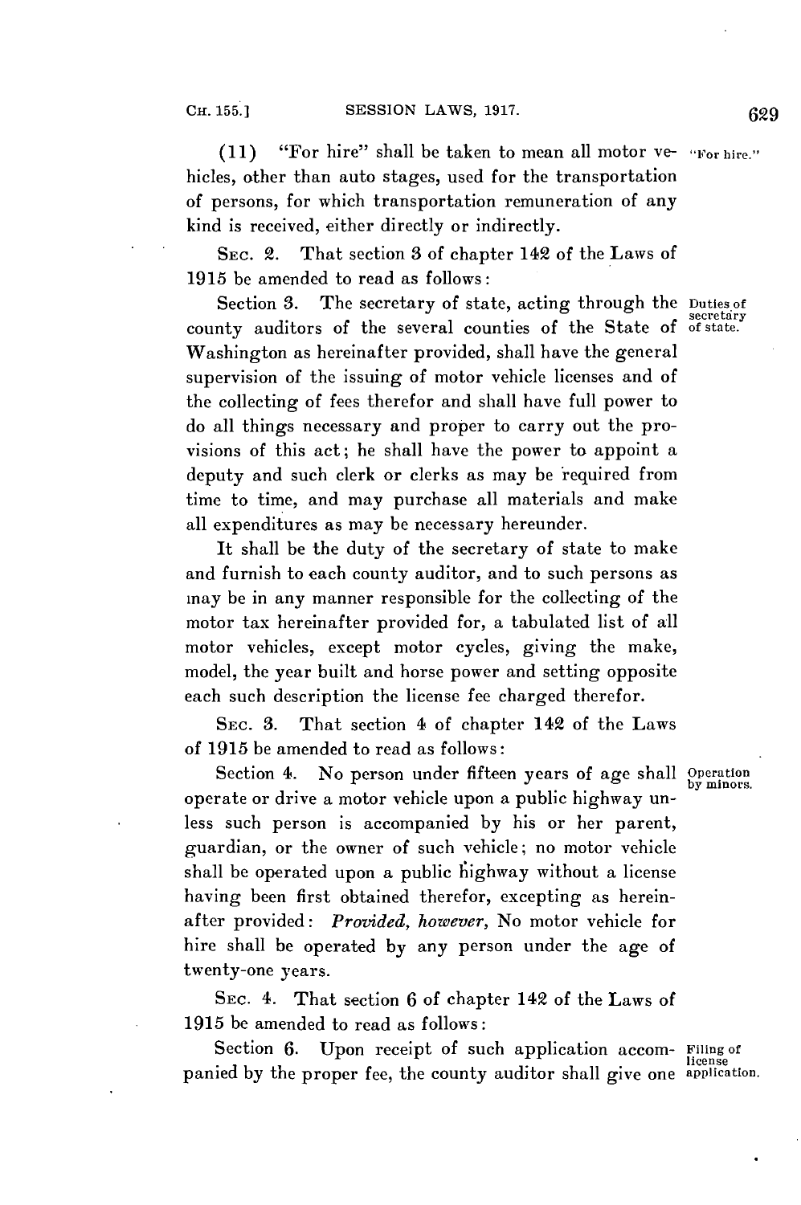(11) "For hire" shall be taken to mean all motor vehicles, other than auto stages, used for the transportation of persons, for which transportation remuneration of any kind is received, either directly or indirectly. "For hire."

SEC. 2. That section 3 of chapter 142 of the Laws of 1915 be amended to read as follows:

Section 3. The secretary of state, acting through the county auditors of the several counties of the State of Washington as hereinafter provided, shall have the general supervision of the issuing of motor vehicle licenses and of the collecting of fees therefor and shall have full power to do all things necessary and proper to carry out the provisions of this act; he shall have the power to appoint a deputy and such clerk or clerks as may be required from time to time, and may purchase all materials and make all expenditures as may be necessary hereunder. Duties of secretary of state.

It shall be the duty of the secretary of state to make and furnish to each county auditor, and to such persons as may be in any manner responsible for the collecting of the motor tax hereinafter provided for, a tabulated list of all motor vehicles, except motor cycles, giving the make, model, the year built and horse power and setting opposite each such description the license fee charged therefor.

SEC. 3. That section 4 of chapter 142 of the Laws of 1915 be amended to read as follows:

Section 4. No person under fifteen years of age shall operate or drive a motor vehicle upon a public highway unless such person is accompanied by his or her parent, guardian, or the owner of such vehicle; no motor vehicle shall be operated upon a public highway without a license having been first obtained therefor, excepting as hereinafter provided: *Provided, however,* No motor vehicle for hire shall be operated by any person under the age of twenty-one years. Operation by minors.

SEC. 4. That section 6 of chapter 142 of the Laws of 1915 be amended to read as follows:

Section 6. Upon receipt of such application accompanied by the proper fee, the county auditor shall give one Filing of license application.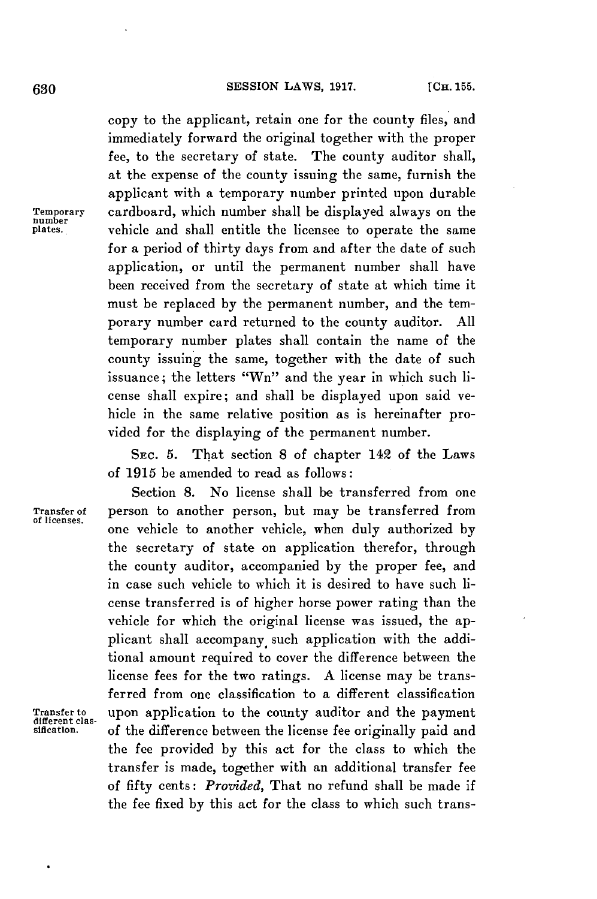copy to the applicant, retain one for the county files, and immediately forward the original together with the proper fee, to the secretary of state. The county auditor shall, at the expense of the county issuing the same, furnish the applicant with a temporary number printed upon durable cardboard, which number shall be displayed always on the vehicle and shall entitle the licensee to operate the same for a period of thirty days from and after the date of such application, or until the permanent number shall have been received from the secretary of state at which time it must be replaced by the permanent number, and the temporary number card returned to the county auditor. All temporary number plates shall contain the name of the county issuing the same, together with the date of such issuance; the letters "Wn" and the year in which such license shall expire; and shall be displayed upon said vehicle in the same relative position as is hereinafter provided for the displaying of the permanent number.

Temporary number plates.

SEC. 5. That section 8 of chapter 142 of the Laws of 1915 be amended to read as follows:

Section 8. No license shall be transferred from one person to another person, but may be transferred from one vehicle to another vehicle, when duly authorized by the secretary of state on application therefor, through the county auditor, accompanied by the proper fee, and in case such vehicle to which it is desired to have such license transferred is of higher horse power rating than the vehicle for which the original license was issued, the applicant shall accompany such application with the additional amount required to cover the difference between the license fees for the two ratings. A license may be transferred from one classification to a different classification upon application to the county auditor and the payment of the difference between the license fee originally paid and the fee provided by this act for the class to which the transfer is made, together with an additional transfer fee of fifty cents: *Provided*, That no refund shall be made if the fee fixed by this act for the class to which such trans-

Transfer of licenses.

Transfer to different classification.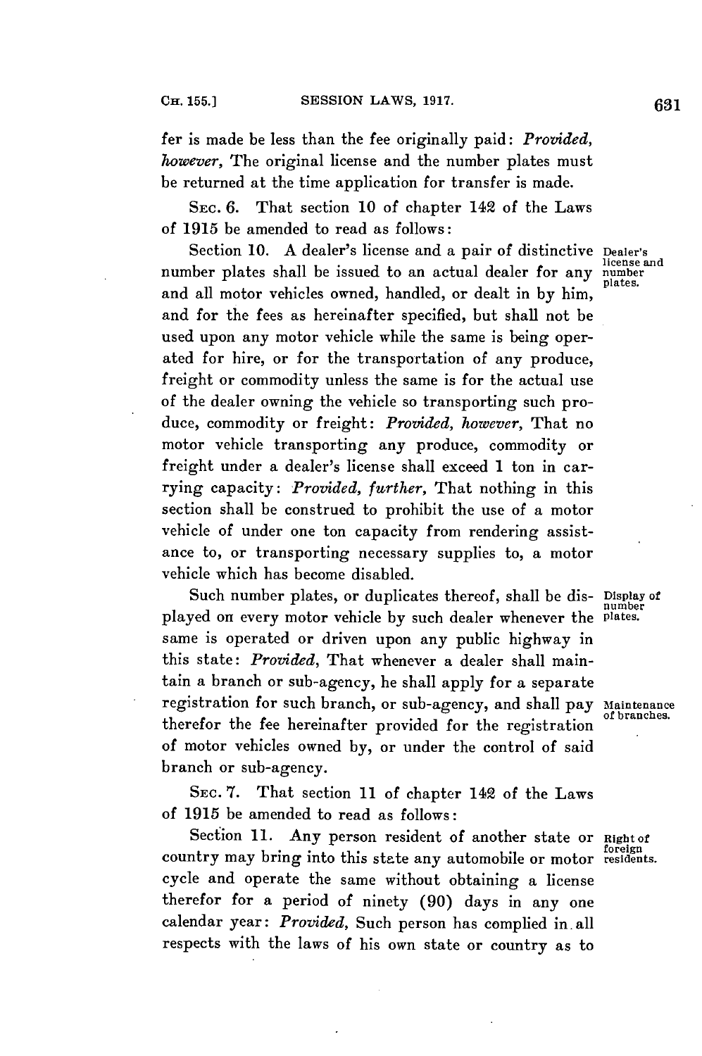fer is made be less than the fee originally paid: *Provided, however,* The original license and the number plates must be returned at the time application for transfer is made.

SEC. 6. That section 10 of chapter 142 of the Laws of 1915 be amended to read as follows:

Section 10. A dealer's license and a pair of distinctive number plates shall be issued to an actual dealer for any and all motor vehicles owned, handled, or dealt in by him, and for the fees as hereinafter specified, but shall not be used upon any motor vehicle while the same is being operated for hire, or for the transportation of any produce, freight or commodity unless the same is for the actual use of the dealer owning the vehicle so transporting such produce, commodity or freight: *Provided, however,* That no motor vehicle transporting any produce, commodity or freight under a dealer's license shall exceed 1 ton in carrying capacity: *Provided, further,* That nothing in this section shall be construed to prohibit the use of a motor vehicle of under one ton capacity from rendering assistance to, or transporting necessary supplies to, a motor vehicle which has become disabled.

Dealer's license and number plates.

Such number plates, or duplicates thereof, shall be displayed on every motor vehicle by such dealer whenever the same is operated or driven upon any public highway in this state: *Provided,* That whenever a dealer shall maintain a branch or sub-agency, he shall apply for a separate registration for such branch, or sub-agency, and shall pay therefor the fee hereinafter provided for the registration of motor vehicles owned by, or under the control of said branch or sub-agency.

Display of number plates.

Maintenance of branches.

SEC. 7. That section 11 of chapter 142 of the Laws of 1915 be amended to read as follows:

Section 11. Any person resident of another state or country may bring into this state any automobile or motor cycle and operate the same without obtaining a license therefor for a period of ninety (90) days in any one calendar year: *Provided,* Such person has complied in all respects with the laws of his own state or country as to

Right of foreign residents.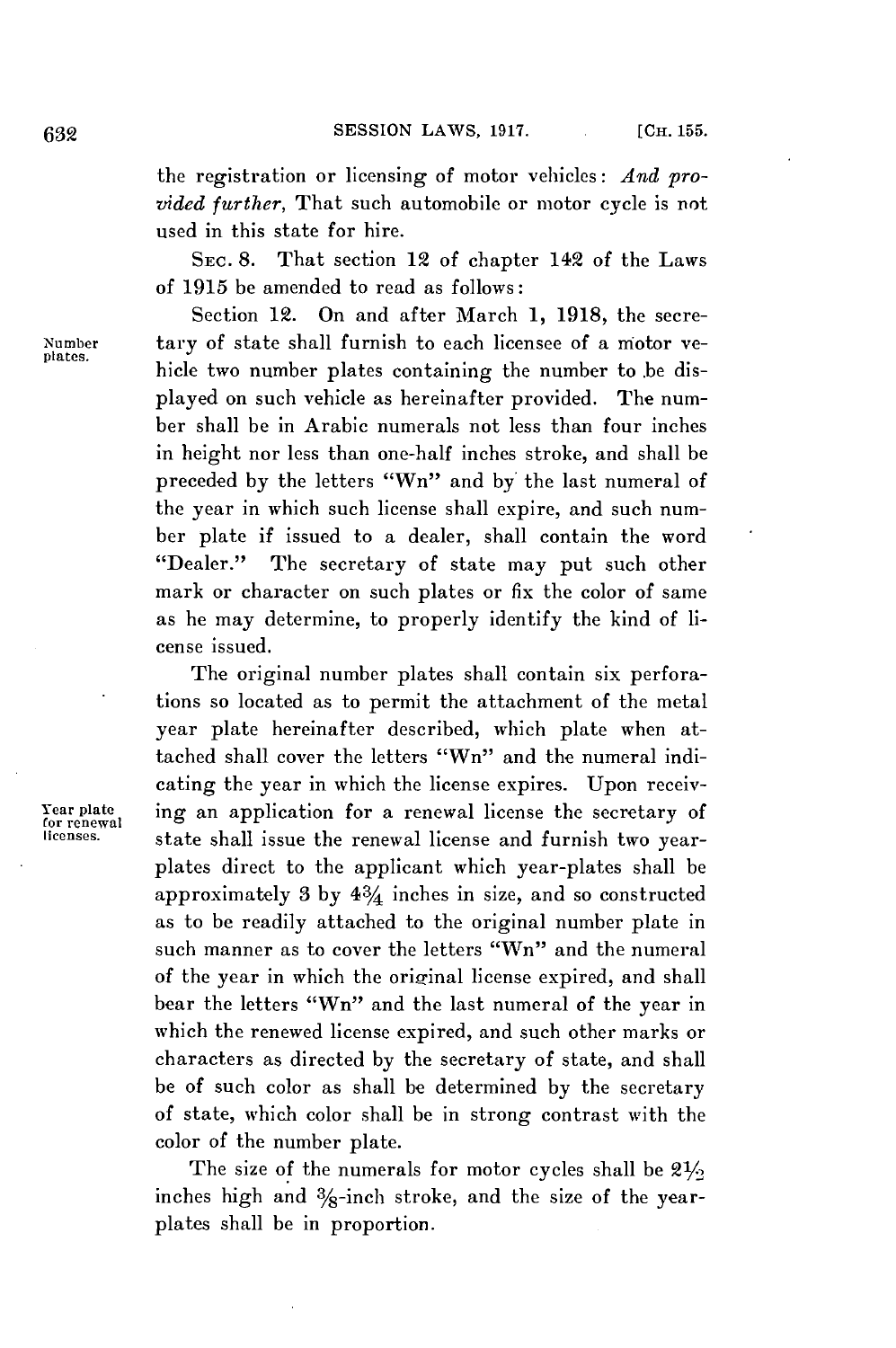the registration or licensing of motor vehicles: *And provided further*, That such automobile or motor cycle is not used in this state for hire.

SEC. 8. That section 12 of chapter 142 of the Laws of 1915 be amended to read as follows:

Section 12. On and after March 1, 1918, the secretary of state shall furnish to each licensee of a motor vehicle two number plates containing the number to be displayed on such vehicle as hereinafter provided. The number shall be in Arabic numerals not less than four inches in height nor less than one-half inches stroke, and shall be preceded by the letters "Wn" and by the last numeral of the year in which such license shall expire, and such number plate if issued to a dealer, shall contain the word "Dealer." The secretary of state may put such other mark or character on such plates or fix the color of same as he may determine, to properly identify the kind of license issued.

Number plates.

The original number plates shall contain six perforations so located as to permit the attachment of the metal year plate hereinafter described, which plate when attached shall cover the letters "Wn" and the numeral indicating the year in which the license expires. Upon receiving an application for a renewal license the secretary of state shall issue the renewal license and furnish two year-plates direct to the applicant which year-plates shall be approximately 3 by 4¾ inches in size, and so constructed as to be readily attached to the original number plate in such manner as to cover the letters "Wn" and the numeral of the year in which the original license expired, and shall bear the letters "Wn" and the last numeral of the year in which the renewed license expired, and such other marks or characters as directed by the secretary of state, and shall be of such color as shall be determined by the secretary of state, which color shall be in strong contrast with the color of the number plate.

Year plate for renewal licenses.

The size of the numerals for motor cycles shall be 2½ inches high and ⅜-inch stroke, and the size of the year-plates shall be in proportion.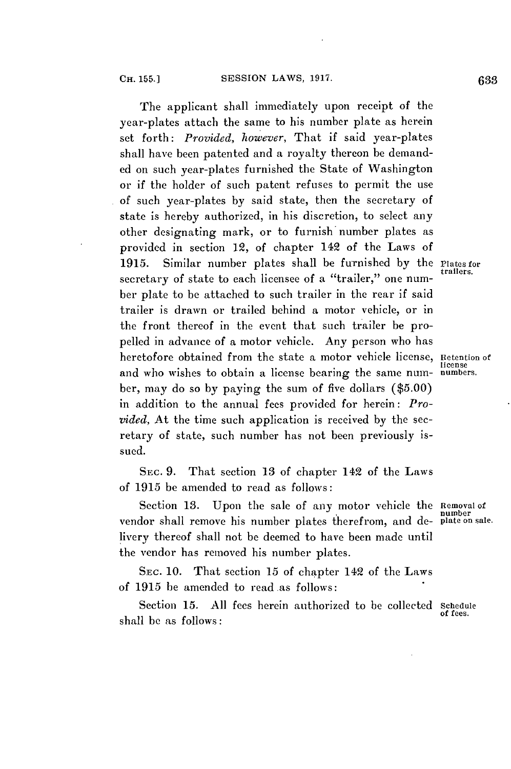The applicant shall immediately upon receipt of the year-plates attach the same to his number plate as herein set forth: *Provided, however,* That if said year-plates shall have been patented and a royalty thereon be demanded on such year-plates furnished the State of Washington or if the holder of such patent refuses to permit the use of such year-plates by said state, then the secretary of state is hereby authorized, in his discretion, to select any other designating mark, or to furnish number plates as provided in section 12, of chapter 142 of the Laws of 1915. Similar number plates shall be furnished by the secretary of state to each licensee of a "trailer," one number plate to be attached to such trailer in the rear if said trailer is drawn or trailed behind a motor vehicle, or in the front thereof in the event that such trailer be propelled in advance of a motor vehicle. Any person who has heretofore obtained from the state a motor vehicle license, and who wishes to obtain a license bearing the same number, may do so by paying the sum of five dollars ($5.00) in addition to the annual fees provided for herein: *Provided,* At the time such application is received by the secretary of state, such number has not been previously issued.

Plates for trailers.

Retention of license numbers.

SEC. 9. That section 13 of chapter 142 of the Laws of 1915 be amended to read as follows:

Section 13. Upon the sale of any motor vehicle the vendor shall remove his number plates therefrom, and delivery thereof shall not be deemed to have been made until the vendor has removed his number plates.

Removal of number plate on sale.

SEC. 10. That section 15 of chapter 142 of the Laws of 1915 be amended to read as follows:

Section 15. All fees herein authorized to be collected shall be as follows:

Schedule of fees.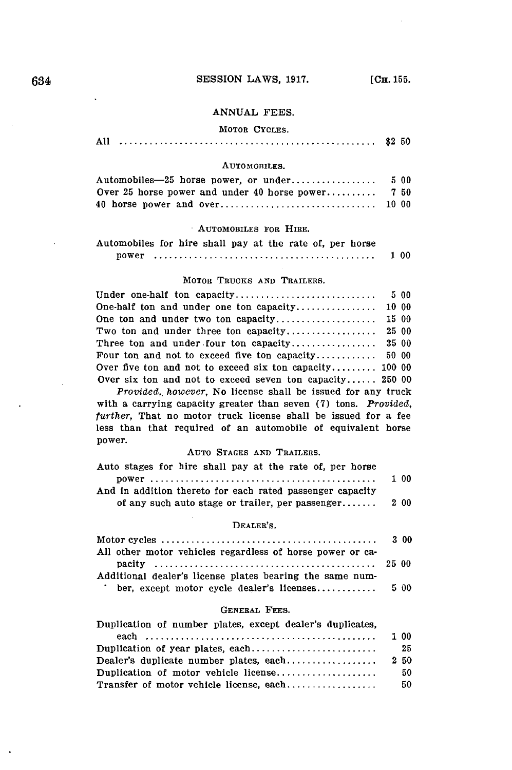## ANNUAL FEES.

### MOTOR CYCLES.

| | |
|---|---|
| All | $2 50 |

### AUTOMOBILES.

| | |
|---|---|
| Automobiles—25 horse power, or under | 5 00 |
| Over 25 horse power and under 40 horse power | 7 50 |
| 40 horse power and over | 10 00 |

### AUTOMOBILES FOR HIRE.

| | |
|---|---|
| Automobiles for hire shall pay at the rate of, per horse power | 1 00 |

### MOTOR TRUCKS AND TRAILERS.

| | |
|---|---|
| Under one-half ton capacity | 5 00 |
| One-half ton and under one ton capacity | 10 00 |
| One ton and under two ton capacity | 15 00 |
| Two ton and under three ton capacity | 25 00 |
| Three ton and under four ton capacity | 35 00 |
| Four ton and not to exceed five ton capacity | 50 00 |
| Over five ton and not to exceed six ton capacity | 100 00 |
| Over six ton and not to exceed seven ton capacity | 250 00 |

*Provided, however*, No license shall be issued for any truck with a carrying capacity greater than seven (7) tons. *Provided, further*, That no motor truck license shall be issued for a fee less than that required of an automobile of equivalent horse power.

### AUTO STAGES AND TRAILERS.

| | |
|---|---|
| Auto stages for hire shall pay at the rate of, per horse power | 1 00 |
| And in addition thereto for each rated passenger capacity of any such auto stage or trailer, per passenger | 2 00 |

### DEALER'S.

| | |
|---|---|
| Motor cycles | 3 00 |
| All other motor vehicles regardless of horse power or capacity | 25 00 |
| Additional dealer's license plates bearing the same number, except motor cycle dealer's licenses | 5 00 |

### GENERAL FEES.

| | |
|---|---|
| Duplication of number plates, except dealer's duplicates, each | 1 00 |
| Duplication of year plates, each | 25 |
| Dealer's duplicate number plates, each | 2 50 |
| Duplication of motor vehicle license | 50 |
| Transfer of motor vehicle license, each | 50 |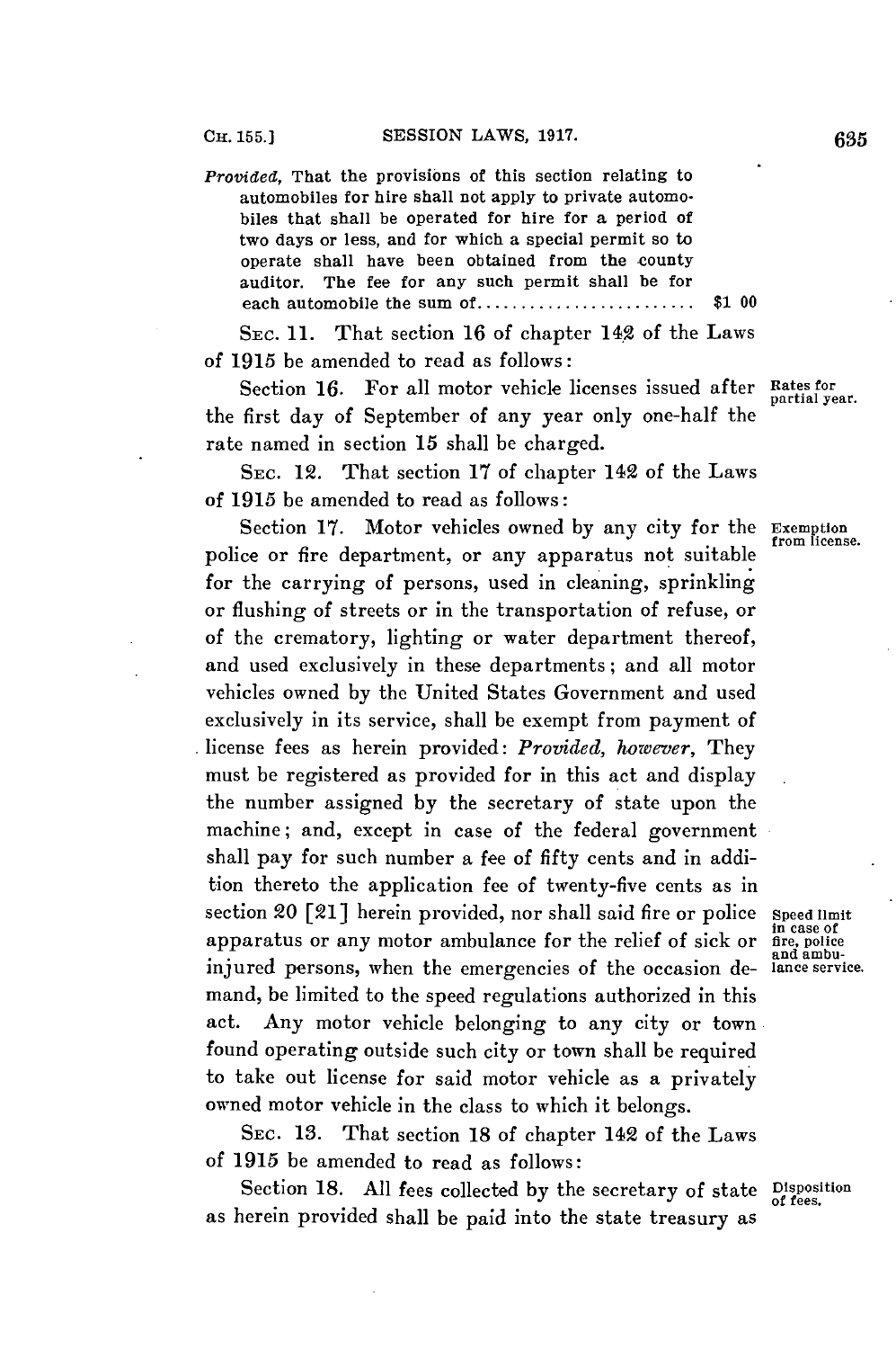*Provided*, That the provisions of this section relating to automobiles for hire shall not apply to private automobiles that shall be operated for hire for a period of two days or less, and for which a special permit so to operate shall have been obtained from the county auditor. The fee for any such permit shall be for each automobile the sum of......................... $1 00

SEC. 11. That section 16 of chapter 142 of the Laws of 1915 be amended to read as follows:

Section 16. For all motor vehicle licenses issued after the first day of September of any year only one-half the rate named in section 15 shall be charged.

*Rates for partial year.*

SEC. 12. That section 17 of chapter 142 of the Laws of 1915 be amended to read as follows:

Section 17. Motor vehicles owned by any city for the police or fire department, or any apparatus not suitable for the carrying of persons, used in cleaning, sprinkling or flushing of streets or in the transportation of refuse, or of the crematory, lighting or water department thereof, and used exclusively in these departments; and all motor vehicles owned by the United States Government and used exclusively in its service, shall be exempt from payment of license fees as herein provided: *Provided, however*, They must be registered as provided for in this act and display the number assigned by the secretary of state upon the machine; and, except in case of the federal government shall pay for such number a fee of fifty cents and in addition thereto the application fee of twenty-five cents as in section 20 [21] herein provided, nor shall said fire or police apparatus or any motor ambulance for the relief of sick or injured persons, when the emergencies of the occasion demand, be limited to the speed regulations authorized in this act. Any motor vehicle belonging to any city or town found operating outside such city or town shall be required to take out license for said motor vehicle as a privately owned motor vehicle in the class to which it belongs.

*Exemption from license.*

*Speed limit in case of fire, police and ambulance service.*

SEC. 13. That section 18 of chapter 142 of the Laws of 1915 be amended to read as follows:

Section 18. All fees collected by the secretary of state as herein provided shall be paid into the state treasury as

*Disposition of fees.*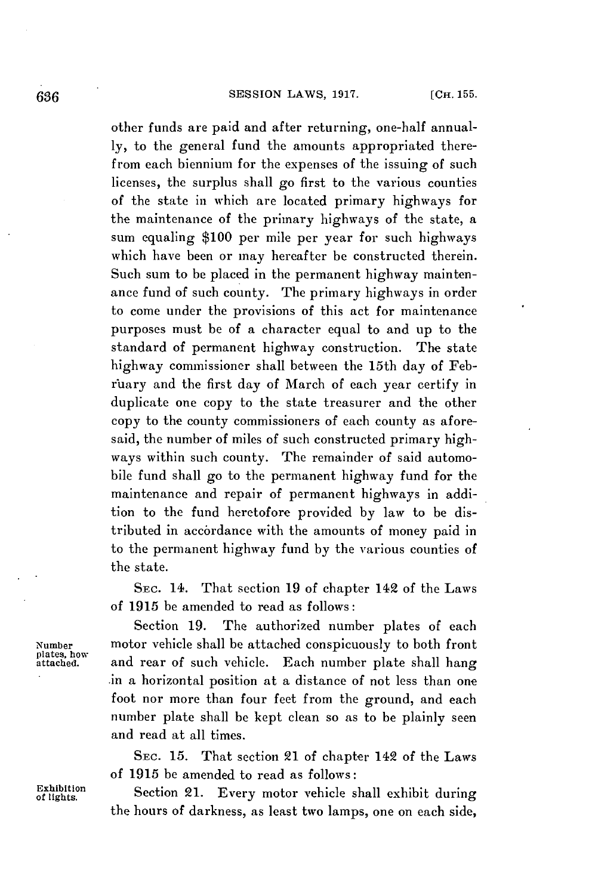other funds are paid and after returning, one-half annually, to the general fund the amounts appropriated therefrom each biennium for the expenses of the issuing of such licenses, the surplus shall go first to the various counties of the state in which are located primary highways for the maintenance of the primary highways of the state, a sum equaling $100 per mile per year for such highways which have been or may hereafter be constructed therein. Such sum to be placed in the permanent highway maintenance fund of such county. The primary highways in order to come under the provisions of this act for maintenance purposes must be of a character equal to and up to the standard of permanent highway construction. The state highway commissioner shall between the 15th day of February and the first day of March of each year certify in duplicate one copy to the state treasurer and the other copy to the county commissioners of each county as aforesaid, the number of miles of such constructed primary highways within such county. The remainder of said automobile fund shall go to the permanent highway fund for the maintenance and repair of permanent highways in addition to the fund heretofore provided by law to be distributed in accordance with the amounts of money paid in to the permanent highway fund by the various counties of the state.

SEC. 14. That section 19 of chapter 142 of the Laws of 1915 be amended to read as follows:

*Number plates, how attached.*

Section 19. The authorized number plates of each motor vehicle shall be attached conspicuously to both front and rear of such vehicle. Each number plate shall hang in a horizontal position at a distance of not less than one foot nor more than four feet from the ground, and each number plate shall be kept clean so as to be plainly seen and read at all times.

SEC. 15. That section 21 of chapter 142 of the Laws of 1915 be amended to read as follows:

*Exhibition of lights.*

Section 21. Every motor vehicle shall exhibit during the hours of darkness, as least two lamps, one on each side,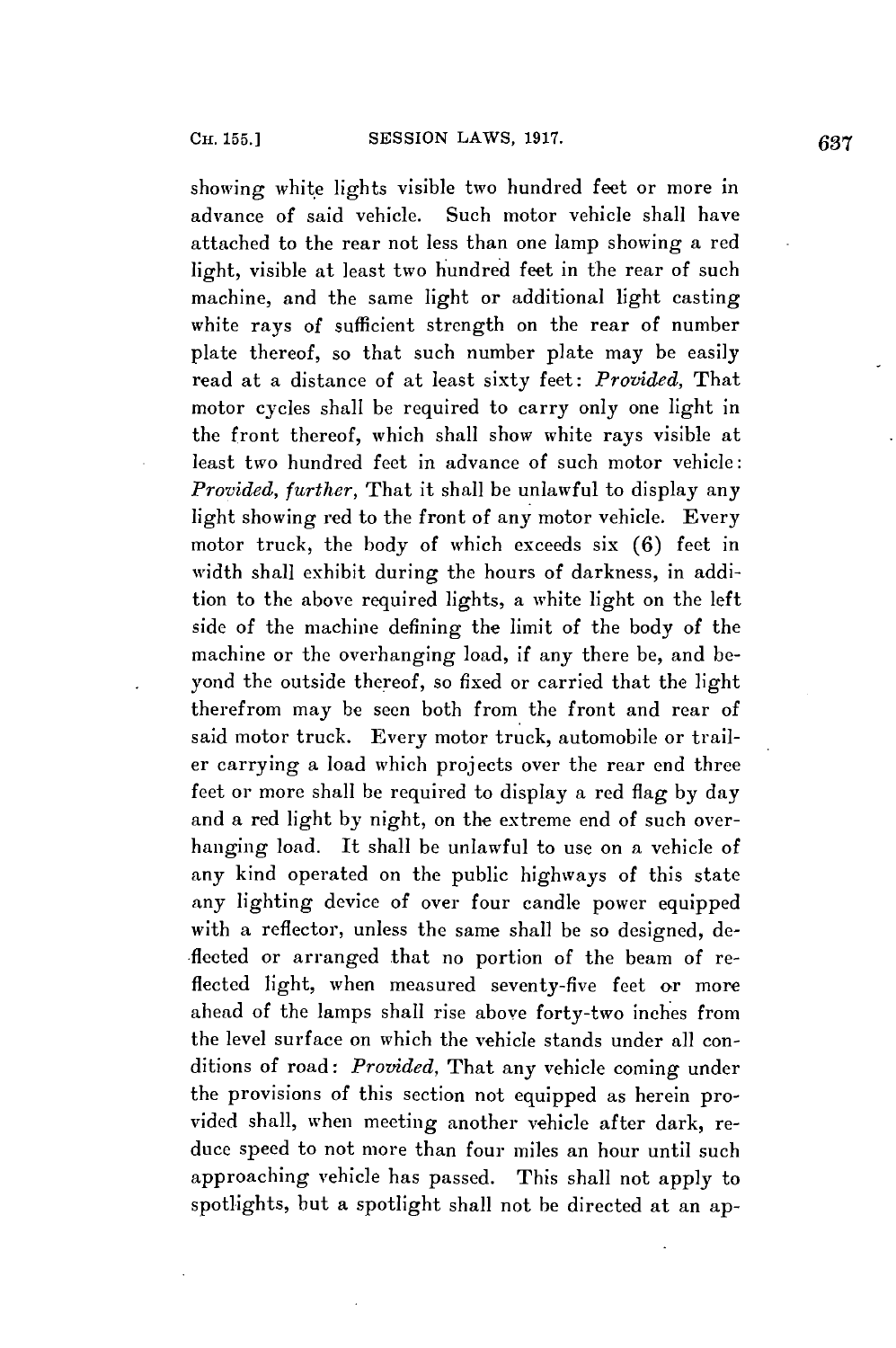showing white lights visible two hundred feet or more in advance of said vehicle. Such motor vehicle shall have attached to the rear not less than one lamp showing a red light, visible at least two hundred feet in the rear of such machine, and the same light or additional light casting white rays of sufficient strength on the rear of number plate thereof, so that such number plate may be easily read at a distance of at least sixty feet: *Provided,* That motor cycles shall be required to carry only one light in the front thereof, which shall show white rays visible at least two hundred feet in advance of such motor vehicle: *Provided, further,* That it shall be unlawful to display any light showing red to the front of any motor vehicle. Every motor truck, the body of which exceeds six (6) feet in width shall exhibit during the hours of darkness, in addition to the above required lights, a white light on the left side of the machine defining the limit of the body of the machine or the overhanging load, if any there be, and beyond the outside thereof, so fixed or carried that the light therefrom may be seen both from the front and rear of said motor truck. Every motor truck, automobile or trailer carrying a load which projects over the rear end three feet or more shall be required to display a red flag by day and a red light by night, on the extreme end of such overhanging load. It shall be unlawful to use on a vehicle of any kind operated on the public highways of this state any lighting device of over four candle power equipped with a reflector, unless the same shall be so designed, deflected or arranged that no portion of the beam of reflected light, when measured seventy-five feet or more ahead of the lamps shall rise above forty-two inches from the level surface on which the vehicle stands under all conditions of road: *Provided,* That any vehicle coming under the provisions of this section not equipped as herein provided shall, when meeting another vehicle after dark, reduce speed to not more than four miles an hour until such approaching vehicle has passed. This shall not apply to spotlights, but a spotlight shall not be directed at an ap-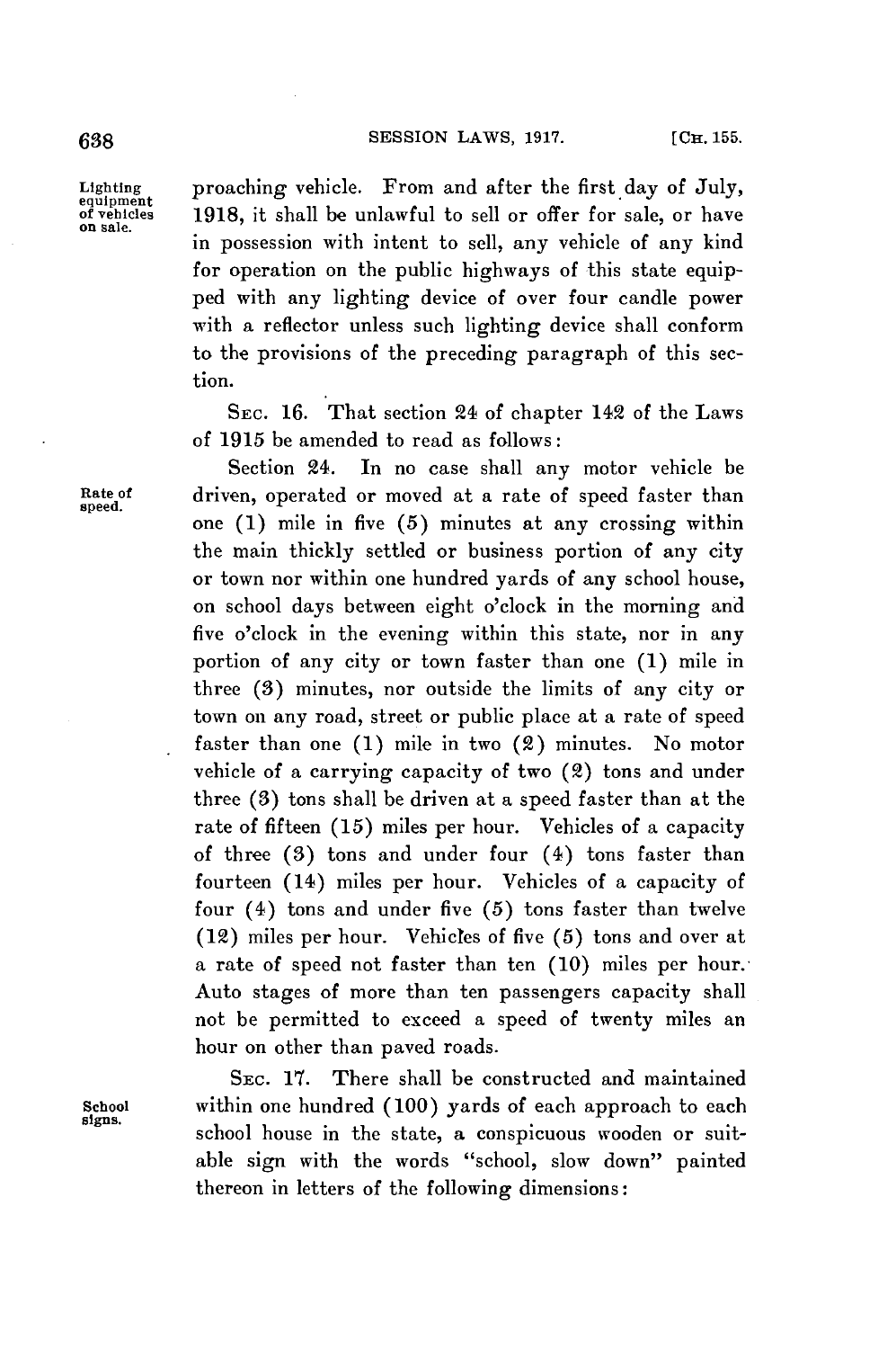proaching vehicle. From and after the first day of July, 1918, it shall be unlawful to sell or offer for sale, or have in possession with intent to sell, any vehicle of any kind for operation on the public highways of this state equipped with any lighting device of over four candle power with a reflector unless such lighting device shall conform to the provisions of the preceding paragraph of this section.

*Lighting equipment of vehicles on sale.*

SEC. 16. That section 24 of chapter 142 of the Laws of 1915 be amended to read as follows:

Section 24. In no case shall any motor vehicle be driven, operated or moved at a rate of speed faster than one (1) mile in five (5) minutes at any crossing within the main thickly settled or business portion of any city or town nor within one hundred yards of any school house, on school days between eight o'clock in the morning and five o'clock in the evening within this state, nor in any portion of any city or town faster than one (1) mile in three (3) minutes, nor outside the limits of any city or town on any road, street or public place at a rate of speed faster than one (1) mile in two (2) minutes. No motor vehicle of a carrying capacity of two (2) tons and under three (3) tons shall be driven at a speed faster than at the rate of fifteen (15) miles per hour. Vehicles of a capacity of three (3) tons and under four (4) tons faster than fourteen (14) miles per hour. Vehicles of a capacity of four (4) tons and under five (5) tons faster than twelve (12) miles per hour. Vehicles of five (5) tons and over at a rate of speed not faster than ten (10) miles per hour. Auto stages of more than ten passengers capacity shall not be permitted to exceed a speed of twenty miles an hour on other than paved roads.

*Rate of speed.*

SEC. 17. There shall be constructed and maintained within one hundred (100) yards of each approach to each school house in the state, a conspicuous wooden or suitable sign with the words "school, slow down" painted thereon in letters of the following dimensions:

*School signs.*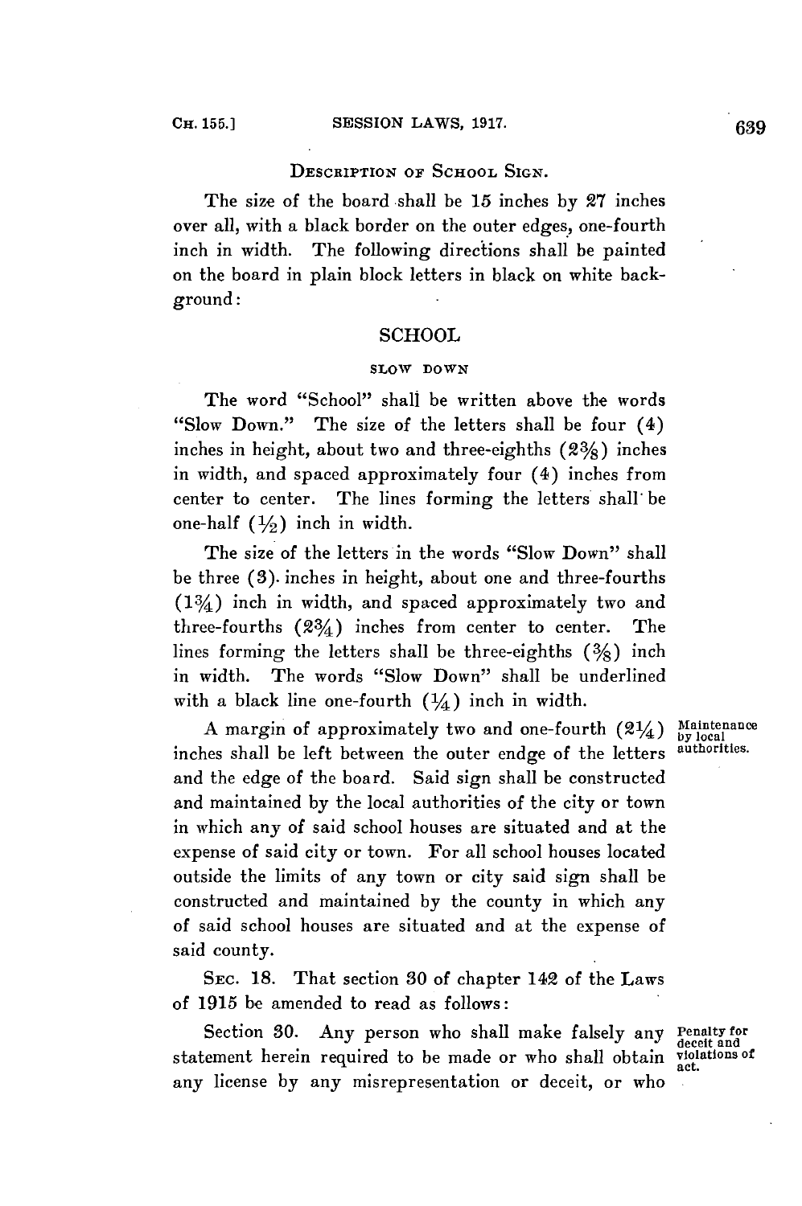DESCRIPTION OF SCHOOL SIGN.

The size of the board shall be 15 inches by 27 inches over all, with a black border on the outer edges, one-fourth inch in width. The following directions shall be painted on the board in plain block letters in black on white background:

SCHOOL

SLOW DOWN

The word "School" shall be written above the words "Slow Down." The size of the letters shall be four (4) inches in height, about two and three-eighths (2⅜) inches in width, and spaced approximately four (4) inches from center to center. The lines forming the letters shall be one-half (½) inch in width.

The size of the letters in the words "Slow Down" shall be three (3) inches in height, about one and three-fourths (1¾) inch in width, and spaced approximately two and three-fourths (2¾) inches from center to center. The lines forming the letters shall be three-eighths (⅜) inch in width. The words "Slow Down" shall be underlined with a black line one-fourth (¼) inch in width.

*Maintenance by local authorities.*

A margin of approximately two and one-fourth (2¼) inches shall be left between the outer endge of the letters and the edge of the board. Said sign shall be constructed and maintained by the local authorities of the city or town in which any of said school houses are situated and at the expense of said city or town. For all school houses located outside the limits of any town or city said sign shall be constructed and maintained by the county in which any of said school houses are situated and at the expense of said county.

SEC. 18. That section 30 of chapter 142 of the Laws of 1915 be amended to read as follows:

*Penalty for deceit and violations of act.*

Section 30. Any person who shall make falsely any statement herein required to be made or who shall obtain any license by any misrepresentation or deceit, or who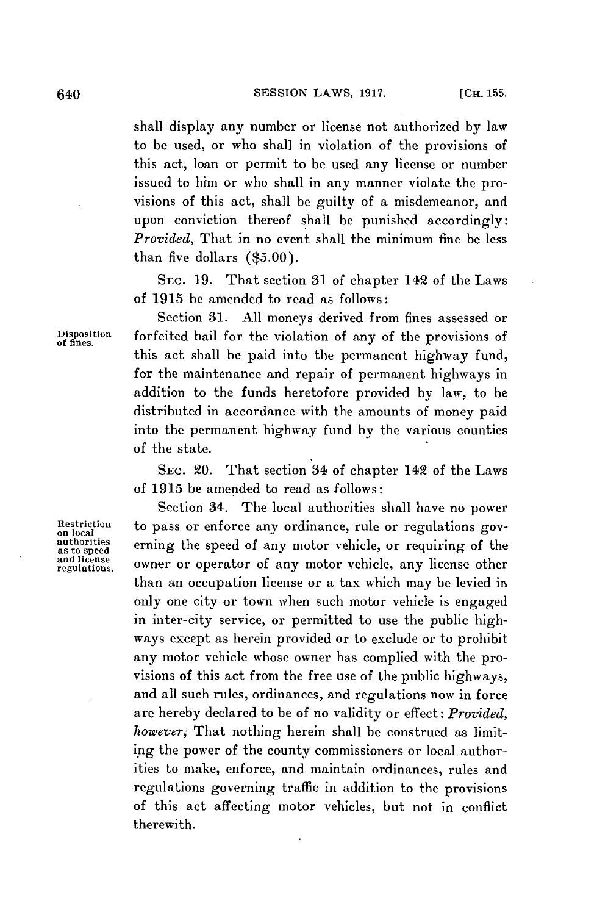shall display any number or license not authorized by law to be used, or who shall in violation of the provisions of this act, loan or permit to be used any license or number issued to him or who shall in any manner violate the provisions of this act, shall be guilty of a misdemeanor, and upon conviction thereof shall be punished accordingly: *Provided,* That in no event shall the minimum fine be less than five dollars ($5.00).

SEC. 19. That section 31 of chapter 142 of the Laws of 1915 be amended to read as follows:

Disposition of fines.

Section 31. All moneys derived from fines assessed or forfeited bail for the violation of any of the provisions of this act shall be paid into the permanent highway fund, for the maintenance and repair of permanent highways in addition to the funds heretofore provided by law, to be distributed in accordance with the amounts of money paid into the permanent highway fund by the various counties of the state.

SEC. 20. That section 34 of chapter 142 of the Laws of 1915 be amended to read as follows:

Restriction on local authorities as to speed and license regulations.

Section 34. The local authorities shall have no power to pass or enforce any ordinance, rule or regulations governing the speed of any motor vehicle, or requiring of the owner or operator of any motor vehicle, any license other than an occupation license or a tax which may be levied in only one city or town when such motor vehicle is engaged in inter-city service, or permitted to use the public highways except as herein provided or to exclude or to prohibit any motor vehicle whose owner has complied with the provisions of this act from the free use of the public highways, and all such rules, ordinances, and regulations now in force are hereby declared to be of no validity or effect: *Provided, however,* That nothing herein shall be construed as limiting the power of the county commissioners or local authorities to make, enforce, and maintain ordinances, rules and regulations governing traffic in addition to the provisions of this act affecting motor vehicles, but not in conflict therewith.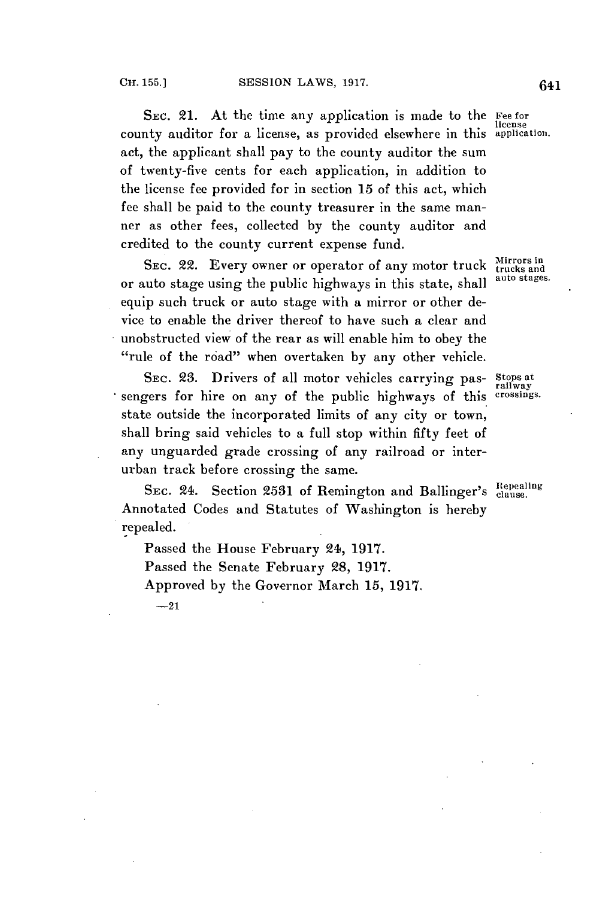SEC. 21. At the time any application is made to the county auditor for a license, as provided elsewhere in this act, the applicant shall pay to the county auditor the sum of twenty-five cents for each application, in addition to the license fee provided for in section 15 of this act, which fee shall be paid to the county treasurer in the same manner as other fees, collected by the county auditor and credited to the county current expense fund.

Fee for license application.

SEC. 22. Every owner or operator of any motor truck or auto stage using the public highways in this state, shall equip such truck or auto stage with a mirror or other device to enable the driver thereof to have such a clear and unobstructed view of the rear as will enable him to obey the "rule of the road" when overtaken by any other vehicle.

Mirrors in trucks and auto stages.

SEC. 23. Drivers of all motor vehicles carrying passengers for hire on any of the public highways of this state outside the incorporated limits of any city or town, shall bring said vehicles to a full stop within fifty feet of any unguarded grade crossing of any railroad or interurban track before crossing the same.

Stops at railway crossings.

SEC. 24. Section 2531 of Remington and Ballinger's Annotated Codes and Statutes of Washington is hereby repealed.

Repealing clause.

Passed the House February 24, 1917.

Passed the Senate February 28, 1917.

Approved by the Governor March 15, 1917.

—21